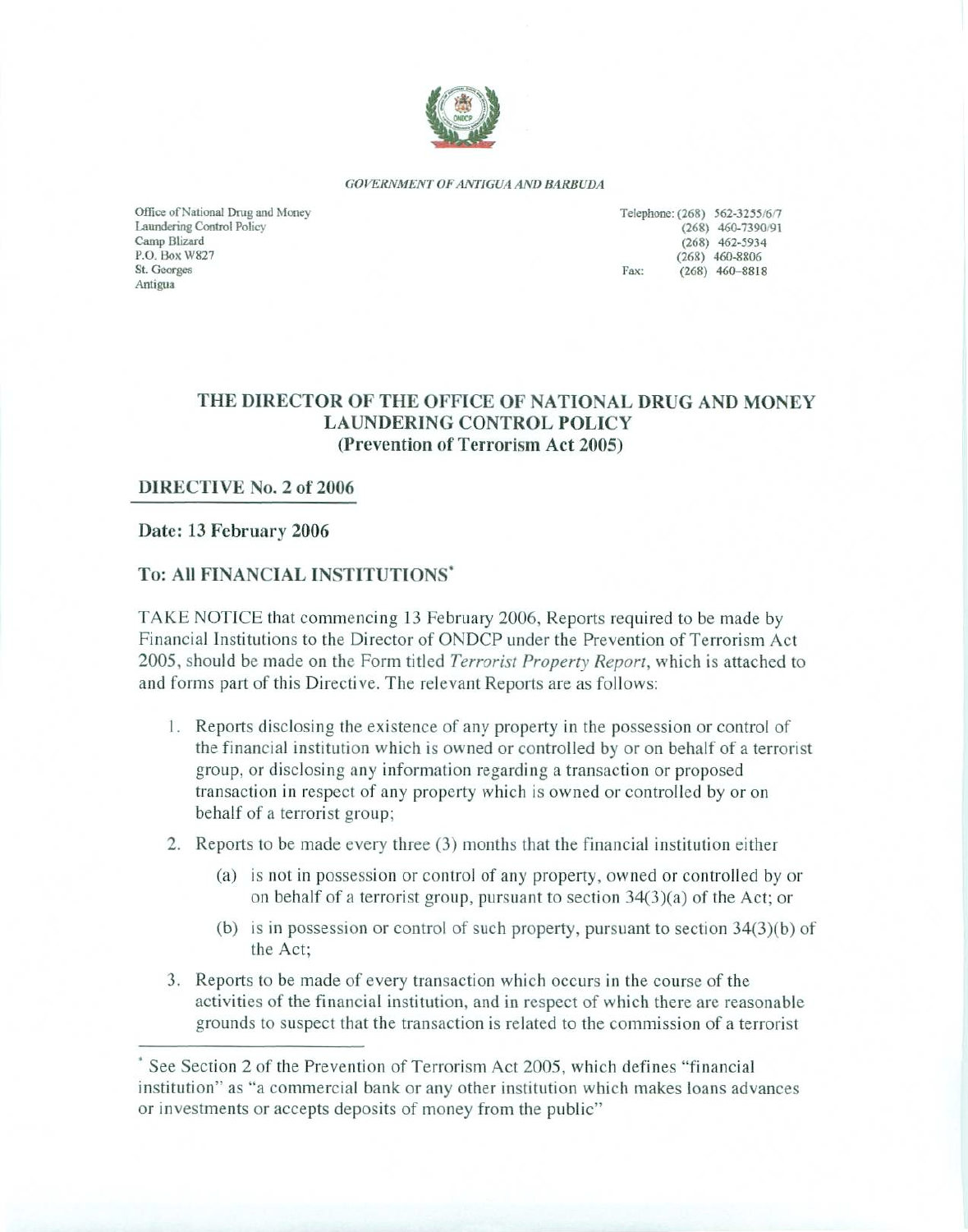*GOVERNMENT OF ANTIGUA AND BARBUDA*

Office of National Drug and Money Laundering Control Policy
Camp Blizard
P.O. Box W827
St. Georges
Antigua

Telephone: (268) 562-3255/6/7
(268) 460-7390/91
(268) 462-5934
(268) 460-8806
Fax: (268) 460-8818

## THE DIRECTOR OF THE OFFICE OF NATIONAL DRUG AND MONEY LAUNDERING CONTROL POLICY (Prevention of Terrorism Act 2005)

**DIRECTIVE No. 2 of 2006**

**Date: 13 February 2006**

**To: All FINANCIAL INSTITUTIONS***

TAKE NOTICE that commencing 13 February 2006, Reports required to be made by Financial Institutions to the Director of ONDCP under the Prevention of Terrorism Act 2005, should be made on the Form titled *Terrorist Property Report*, which is attached to and forms part of this Directive. The relevant Reports are as follows:

1. Reports disclosing the existence of any property in the possession or control of the financial institution which is owned or controlled by or on behalf of a terrorist group, or disclosing any information regarding a transaction or proposed transaction in respect of any property which is owned or controlled by or on behalf of a terrorist group;
2. Reports to be made every three (3) months that the financial institution either
   - (a) is not in possession or control of any property, owned or controlled by or on behalf of a terrorist group, pursuant to section 34(3)(a) of the Act; or
   - (b) is in possession or control of such property, pursuant to section 34(3)(b) of the Act;
3. Reports to be made of every transaction which occurs in the course of the activities of the financial institution, and in respect of which there are reasonable grounds to suspect that the transaction is related to the commission of a terrorist

* See Section 2 of the Prevention of Terrorism Act 2005, which defines "financial institution" as "a commercial bank or any other institution which makes loans advances or investments or accepts deposits of money from the public"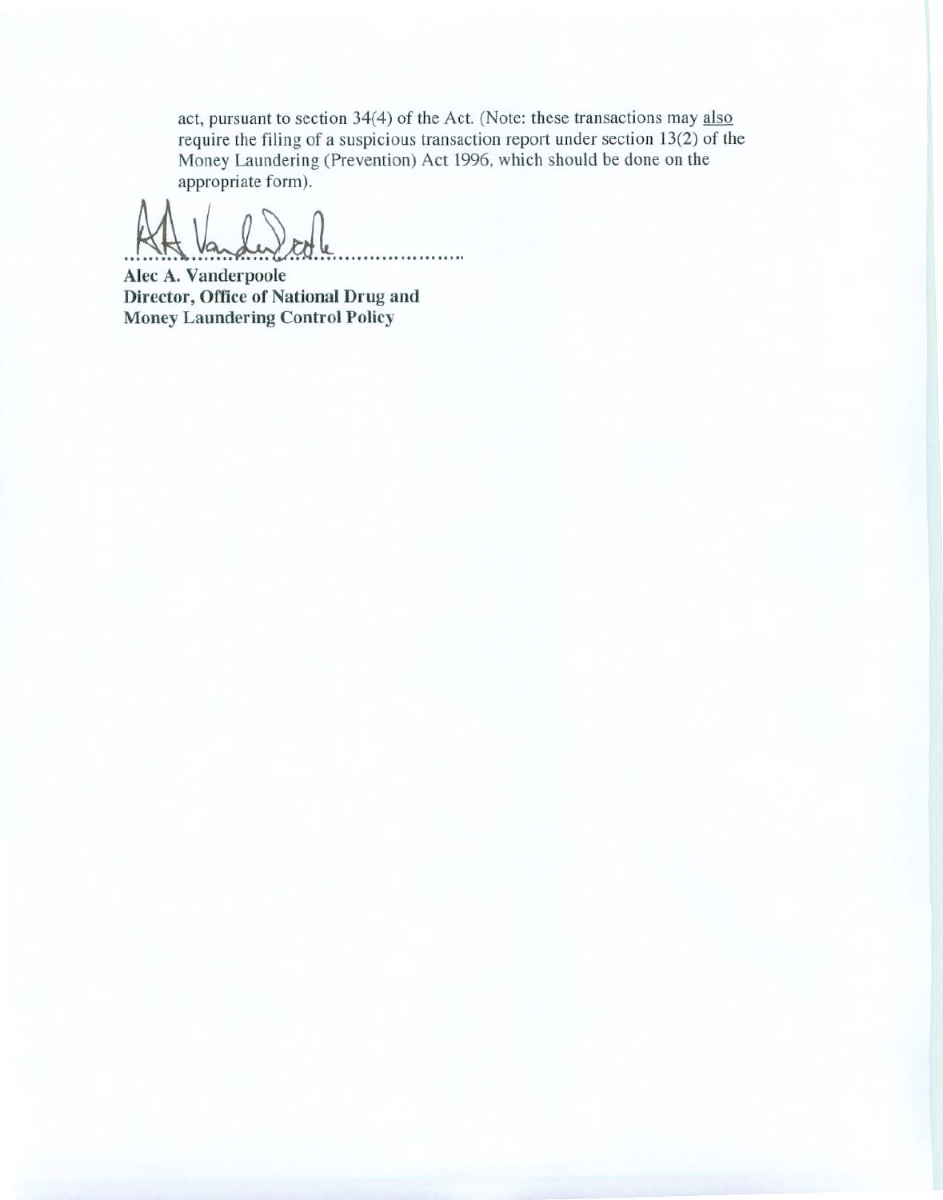act, pursuant to section 34(4) of the Act. (Note: these transactions may <u>also</u> require the filing of a suspicious transaction report under section 13(2) of the Money Laundering (Prevention) Act 1996, which should be done on the appropriate form).

............................................................

**Alec A. Vanderpoole**
**Director, Office of National Drug and Money Laundering Control Policy**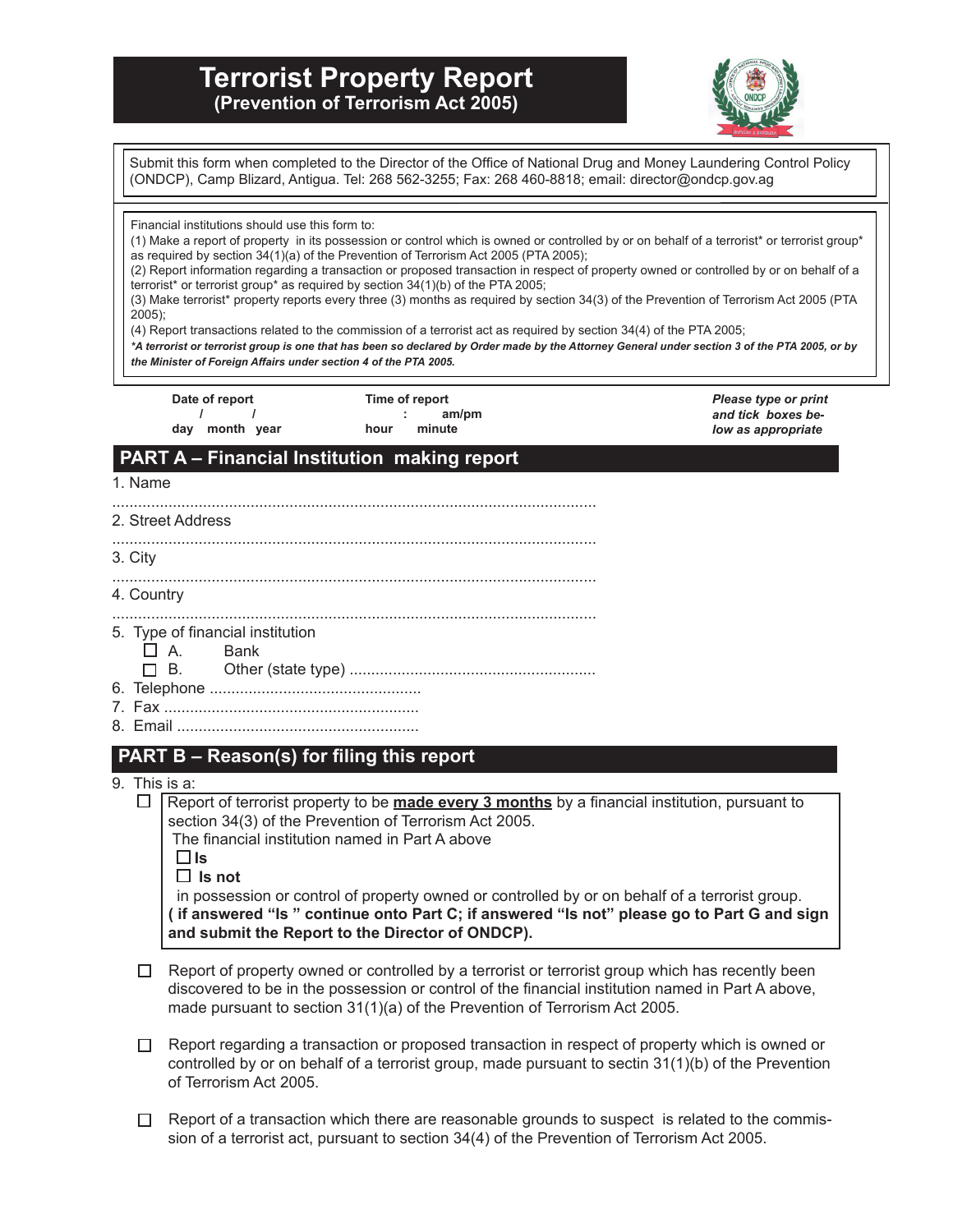# Terrorist Property Report
## (Prevention of Terrorism Act 2005)

Submit this form when completed to the Director of the Office of National Drug and Money Laundering Control Policy (ONDCP), Camp Blizard, Antigua. Tel: 268 562-3255; Fax: 268 460-8818; email: director@ondcp.gov.ag

Financial institutions should use this form to:
(1) Make a report of property in its possession or control which is owned or controlled by or on behalf of a terrorist* or terrorist group* as required by section 34(1)(a) of the Prevention of Terrorism Act 2005 (PTA 2005);
(2) Report information regarding a transaction or proposed transaction in respect of property owned or controlled by or on behalf of a terrorist* or terrorist group* as required by section 34(1)(b) of the PTA 2005;
(3) Make terrorist* property reports every three (3) months as required by section 34(3) of the Prevention of Terrorism Act 2005 (PTA 2005);
(4) Report transactions related to the commission of a terrorist act as required by section 34(4) of the PTA 2005;
***A terrorist or terrorist group is one that has been so declared by Order made by the Attorney General under section 3 of the PTA 2005, or by the Minister of Foreign Affairs under section 4 of the PTA 2005.***

**Date of report**
/ /
day month year

**Time of report**
: am/pm
hour minute

***Please type or print and tick boxes below as appropriate***

## PART A – Financial Institution making report

1. Name
...............................................................................................................
2. Street Address
...............................................................................................................
3. City
...............................................................................................................
4. Country
...............................................................................................................
5. Type of financial institution
   - ☐ A. Bank
   - ☐ B. Other (state type) .........................................................
6. Telephone .................................................
7. Fax ............................................................
8. Email ........................................................

## PART B – Reason(s) for filing this report

9. This is a:

☐ Report of terrorist property to be **made every 3 months** by a financial institution, pursuant to section 34(3) of the Prevention of Terrorism Act 2005.
The financial institution named in Part A above
☐ **Is**
☐ **Is not**
in possession or control of property owned or controlled by or on behalf of a terrorist group.
**( if answered "Is " continue onto Part C; if answered "Is not" please go to Part G and sign and submit the Report to the Director of ONDCP).**

☐ Report of property owned or controlled by a terrorist or terrorist group which has recently been discovered to be in the possession or control of the financial institution named in Part A above, made pursuant to section 31(1)(a) of the Prevention of Terrorism Act 2005.

☐ Report regarding a transaction or proposed transaction in respect of property which is owned or controlled by or on behalf of a terrorist group, made pursuant to sectin 31(1)(b) of the Prevention of Terrorism Act 2005.

☐ Report of a transaction which there are reasonable grounds to suspect is related to the commission of a terrorist act, pursuant to section 34(4) of the Prevention of Terrorism Act 2005.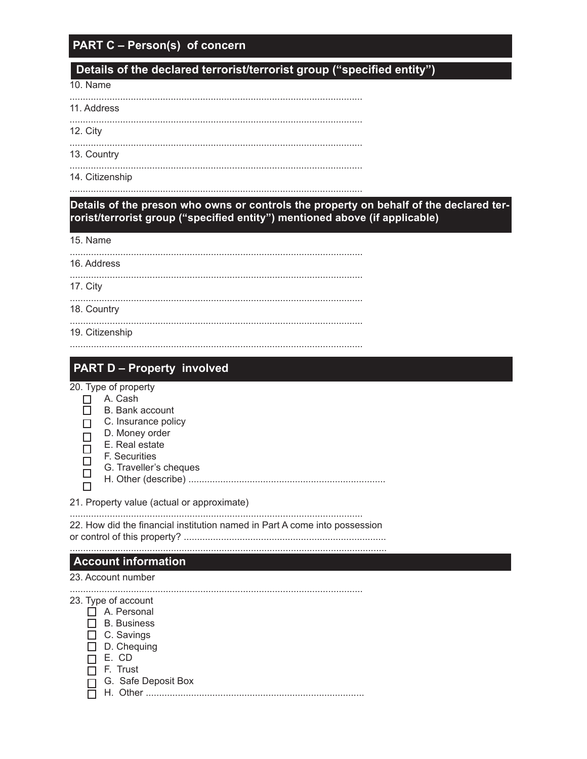## PART C – Person(s) of concern

### Details of the declared terrorist/terrorist group ("specified entity")

10. Name

..............................................................................................................

11. Address

..............................................................................................................

12. City

..............................................................................................................

13. Country

..............................................................................................................

14. Citizenship

..............................................................................................................

### Details of the preson who owns or controls the property on behalf of the declared terrorist/terrorist group ("specified entity") mentioned above (if applicable)

15. Name

..............................................................................................................

16. Address

..............................................................................................................

17. City

..............................................................................................................

18. Country

..............................................................................................................

19. Citizenship

..............................................................................................................

## PART D – Property involved

20. Type of property

- ☐ A. Cash
- ☐ B. Bank account
- ☐ C. Insurance policy
- ☐ D. Money order
- ☐ E. Real estate
- ☐ F. Securities
- ☐ G. Traveller's cheques
- ☐ H. Other (describe) ..........................................................................
- ☐

21. Property value (actual or approximate)

..............................................................................................................

22. How did the financial institution named in Part A come into possession or control of this property? ............................................................................

......................................................................................................................

### Account information

23. Account number

..............................................................................................................

23. Type of account

- ☐ A. Personal
- ☐ B. Business
- ☐ C. Savings
- ☐ D. Chequing
- ☐ E. CD
- ☐ F. Trust
- ☐ G. Safe Deposit Box
- ☐ H. Other ..................................................................................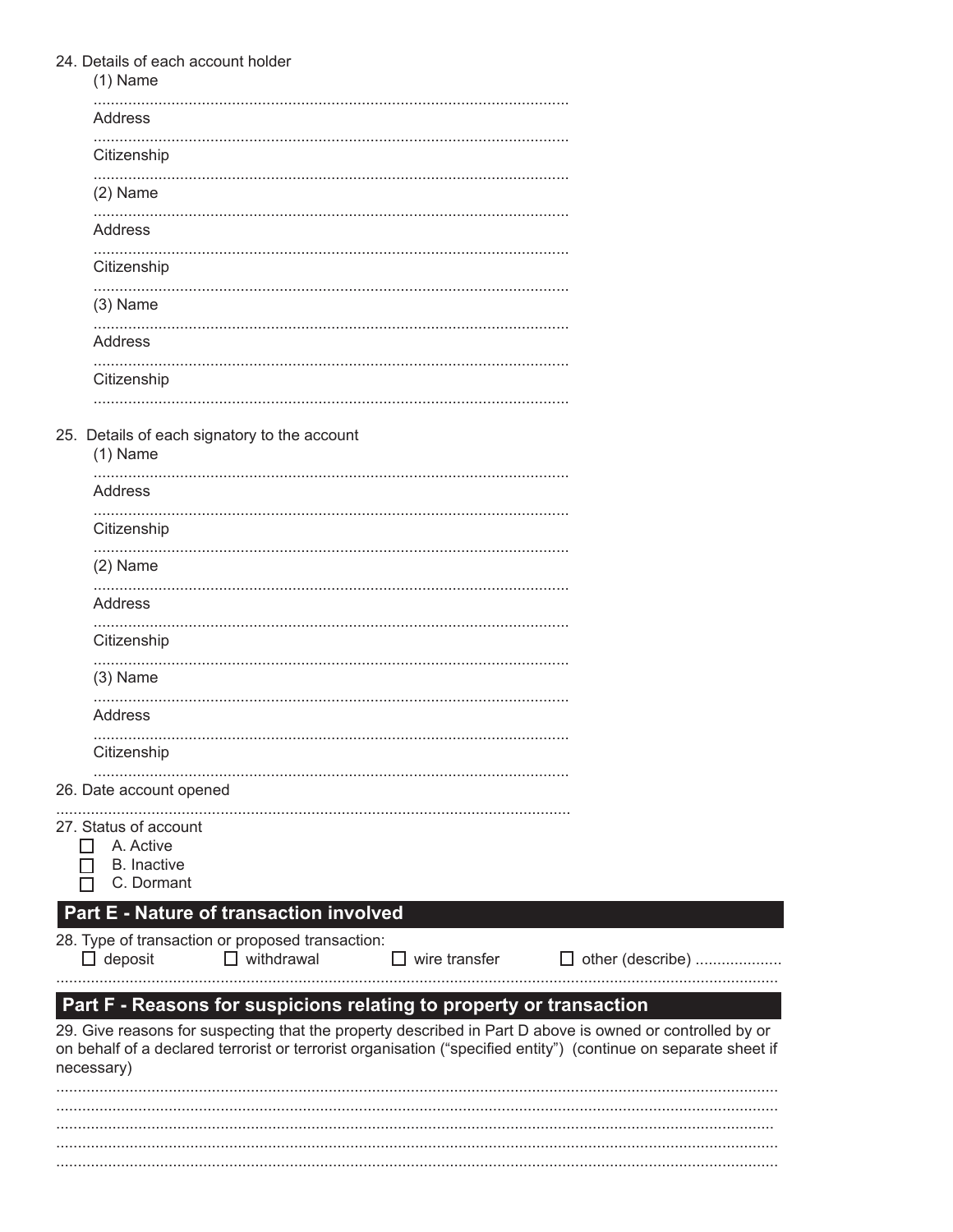24. Details of each account holder

(1) Name

.............................................................................................................

Address

.............................................................................................................

Citizenship

.............................................................................................................

(2) Name

.............................................................................................................

Address

.............................................................................................................

Citizenship

.............................................................................................................

(3) Name

.............................................................................................................

Address

.............................................................................................................

Citizenship

.............................................................................................................

25. Details of each signatory to the account

(1) Name

.............................................................................................................

Address

.............................................................................................................

Citizenship

.............................................................................................................

(2) Name

.............................................................................................................

Address

.............................................................................................................

Citizenship

.............................................................................................................

(3) Name

.............................................................................................................

Address

.............................................................................................................

Citizenship

.............................................................................................................

26. Date account opened

.....................................................................................................................

27. Status of account

- ☐ A. Active
- ☐ B. Inactive
- ☐ C. Dormant

## Part E - Nature of transaction involved

28. Type of transaction or proposed transaction:

☐ deposit ☐ withdrawal ☐ wire transfer ☐ other (describe) ....................

.....................................................................................................................................................

## Part F - Reasons for suspicions relating to property or transaction

29. Give reasons for suspecting that the property described in Part D above is owned or controlled by or on behalf of a declared terrorist or terrorist organisation ("specified entity") (continue on separate sheet if necessary)

.....................................................................................................................................................

.....................................................................................................................................................

.....................................................................................................................................................

.....................................................................................................................................................

.....................................................................................................................................................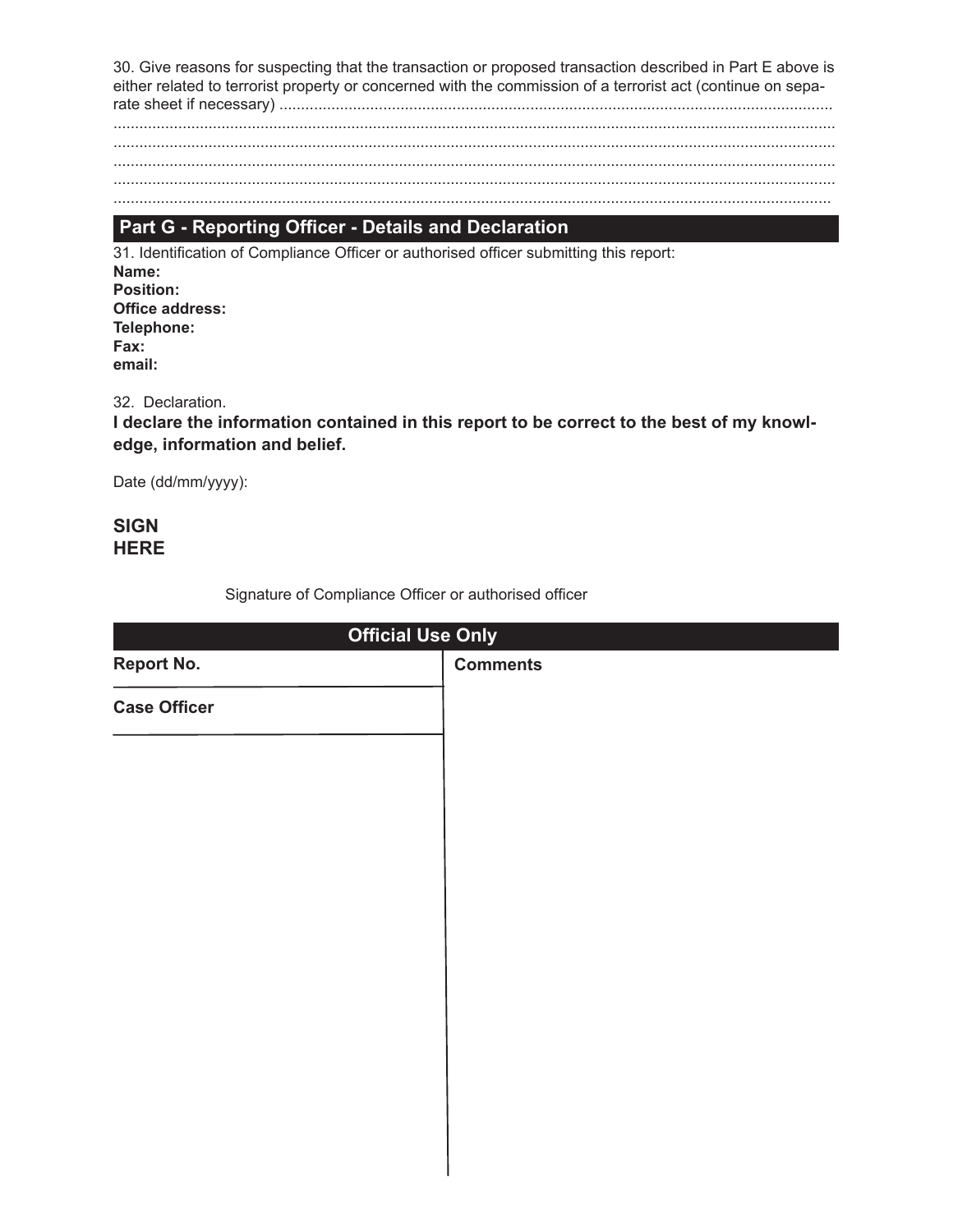30. Give reasons for suspecting that the transaction or proposed transaction described in Part E above is either related to terrorist property or concerned with the commission of a terrorist act (continue on separate sheet if necessary) ...............................................................................................................................

.....................................................................................................................................................

.....................................................................................................................................................

.....................................................................................................................................................

.....................................................................................................................................................

.....................................................................................................................................................

## Part G - Reporting Officer - Details and Declaration

31. Identification of Compliance Officer or authorised officer submitting this report:

**Name:**
**Position:**
**Office address:**
**Telephone:**
**Fax:**
**email:**

32. Declaration.

**I declare the information contained in this report to be correct to the best of my knowledge, information and belief.**

Date (dd/mm/yyyy):

**SIGN HERE**

Signature of Compliance Officer or authorised officer

## Official Use Only

| | |
|---|---|
| **Report No.** | **Comments** |
| **Case Officer** | |